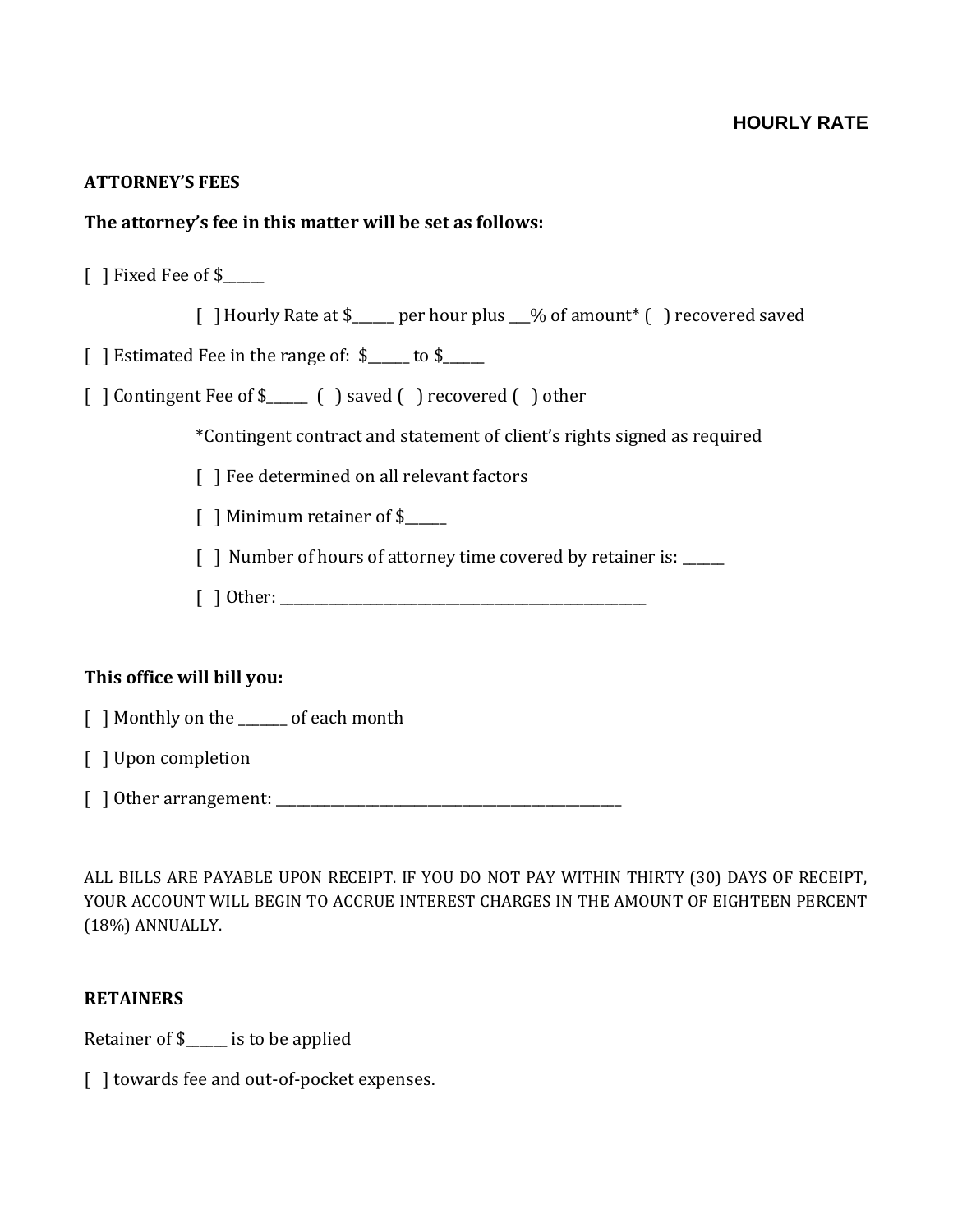**HOURLY RATE**

**ATTORNEY'S FEES**

**The attorney's fee in this matter will be set as follows:**

[ ] Fixed Fee of $______

[ ] Hourly Rate at $______ per hour plus ___% of amount* ( ) recovered saved

[ ] Estimated Fee in the range of: $______ to $______

[ ] Contingent Fee of $______ ( ) saved ( ) recovered ( ) other

*Contingent contract and statement of client's rights signed as required

[ ] Fee determined on all relevant factors

[ ] Minimum retainer of $______

[ ] Number of hours of attorney time covered by retainer is: ______

[ ] Other: ______________________________________________________

**This office will bill you:**

[ ] Monthly on the _______ of each month

[ ] Upon completion

[ ] Other arrangement: ___________________________________________________

ALL BILLS ARE PAYABLE UPON RECEIPT. IF YOU DO NOT PAY WITHIN THIRTY (30) DAYS OF RECEIPT, YOUR ACCOUNT WILL BEGIN TO ACCRUE INTEREST CHARGES IN THE AMOUNT OF EIGHTEEN PERCENT (18%) ANNUALLY.

**RETAINERS**

Retainer of $______ is to be applied

[ ] towards fee and out-of-pocket expenses.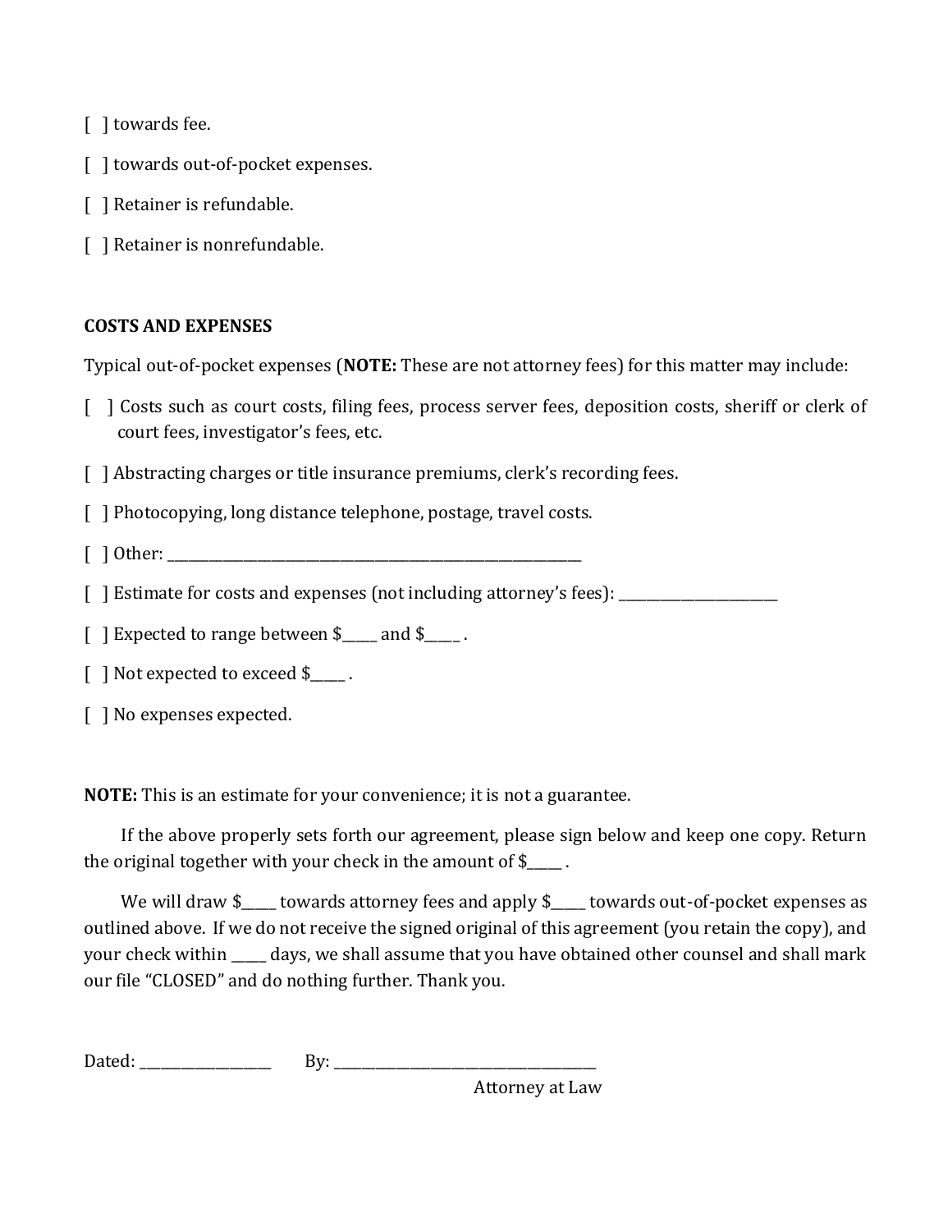[ ] towards fee.

[ ] towards out-of-pocket expenses.

[ ] Retainer is refundable.

[ ] Retainer is nonrefundable.

**COSTS AND EXPENSES**

Typical out-of-pocket expenses (**NOTE:** These are not attorney fees) for this matter may include:

[ ] Costs such as court costs, filing fees, process server fees, deposition costs, sheriff or clerk of court fees, investigator's fees, etc.

[ ] Abstracting charges or title insurance premiums, clerk's recording fees.

[ ] Photocopying, long distance telephone, postage, travel costs.

[ ] Other: ___________________________________________________________

[ ] Estimate for costs and expenses (not including attorney's fees): _______________________

[ ] Expected to range between $_____ and $_____ .

[ ] Not expected to exceed $_____ .

[ ] No expenses expected.

**NOTE:** This is an estimate for your convenience; it is not a guarantee.

If the above properly sets forth our agreement, please sign below and keep one copy. Return the original together with your check in the amount of $_____ .

We will draw $_____ towards attorney fees and apply $_____ towards out-of-pocket expenses as outlined above. If we do not receive the signed original of this agreement (you retain the copy), and your check within _____ days, we shall assume that you have obtained other counsel and shall mark our file "CLOSED" and do nothing further. Thank you.

Dated: ___________________ By: _____________________________________

Attorney at Law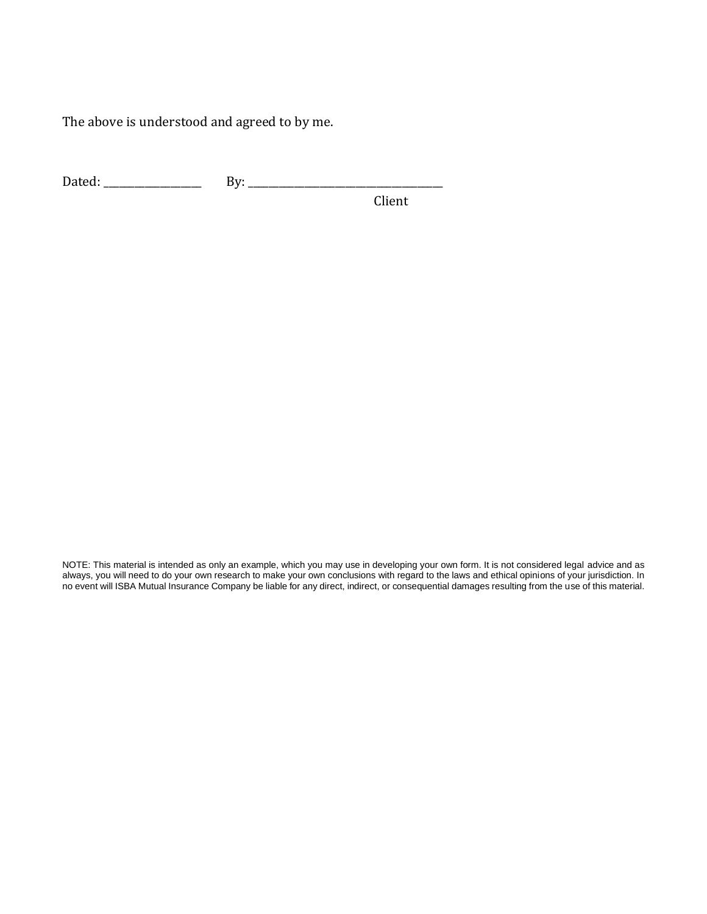The above is understood and agreed to by me.

Dated: ___________________ By: ______________________________________

Client

NOTE: This material is intended as only an example, which you may use in developing your own form. It is not considered legal advice and as always, you will need to do your own research to make your own conclusions with regard to the laws and ethical opinions of your jurisdiction. In no event will ISBA Mutual Insurance Company be liable for any direct, indirect, or consequential damages resulting from the use of this material.